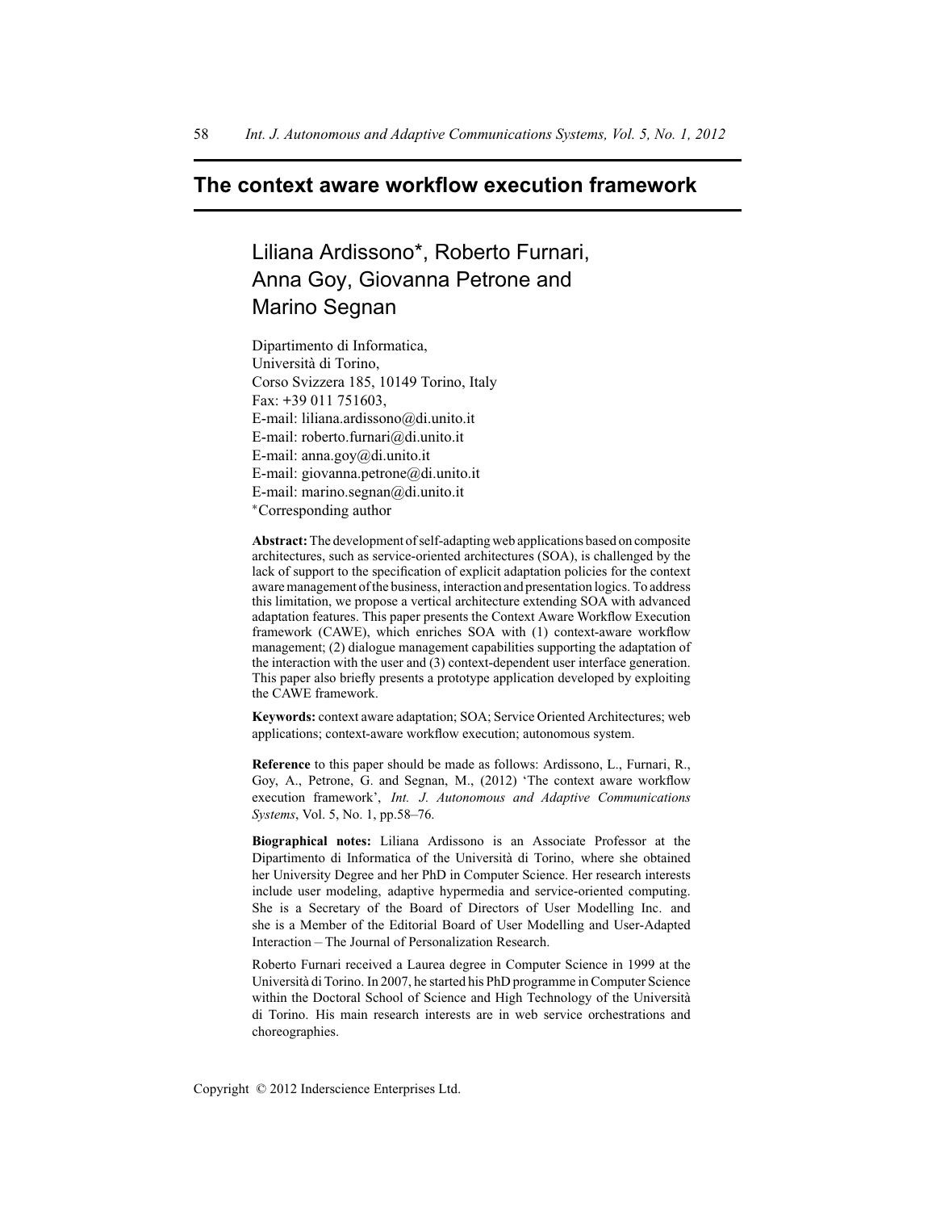# The context aware workflow execution framework

## Liliana Ardissono*, Roberto Furnari, Anna Goy, Giovanna Petrone and Marino Segnan

Dipartimento di Informatica,
Università di Torino,
Corso Svizzera 185, 10149 Torino, Italy
Fax: +39 011 751603,
E-mail: liliana.ardissono@di.unito.it
E-mail: roberto.furnari@di.unito.it
E-mail: anna.goy@di.unito.it
E-mail: giovanna.petrone@di.unito.it
E-mail: marino.segnan@di.unito.it
*Corresponding author

**Abstract:** The development of self-adapting web applications based on composite architectures, such as service-oriented architectures (SOA), is challenged by the lack of support to the specification of explicit adaptation policies for the context aware management of the business, interaction and presentation logics. To address this limitation, we propose a vertical architecture extending SOA with advanced adaptation features. This paper presents the Context Aware Workflow Execution framework (CAWE), which enriches SOA with (1) context-aware workflow management; (2) dialogue management capabilities supporting the adaptation of the interaction with the user and (3) context-dependent user interface generation. This paper also briefly presents a prototype application developed by exploiting the CAWE framework.

**Keywords:** context aware adaptation; SOA; Service Oriented Architectures; web applications; context-aware workflow execution; autonomous system.

**Reference** to this paper should be made as follows: Ardissono, L., Furnari, R., Goy, A., Petrone, G. and Segnan, M., (2012) 'The context aware workflow execution framework', *Int. J. Autonomous and Adaptive Communications Systems*, Vol. 5, No. 1, pp.58–76.

**Biographical notes:** Liliana Ardissono is an Associate Professor at the Dipartimento di Informatica of the Università di Torino, where she obtained her University Degree and her PhD in Computer Science. Her research interests include user modeling, adaptive hypermedia and service-oriented computing. She is a Secretary of the Board of Directors of User Modelling Inc. and she is a Member of the Editorial Board of User Modelling and User-Adapted Interaction – The Journal of Personalization Research.

Roberto Furnari received a Laurea degree in Computer Science in 1999 at the Università di Torino. In 2007, he started his PhD programme in Computer Science within the Doctoral School of Science and High Technology of the Università di Torino. His main research interests are in web service orchestrations and choreographies.

Copyright © 2012 Inderscience Enterprises Ltd.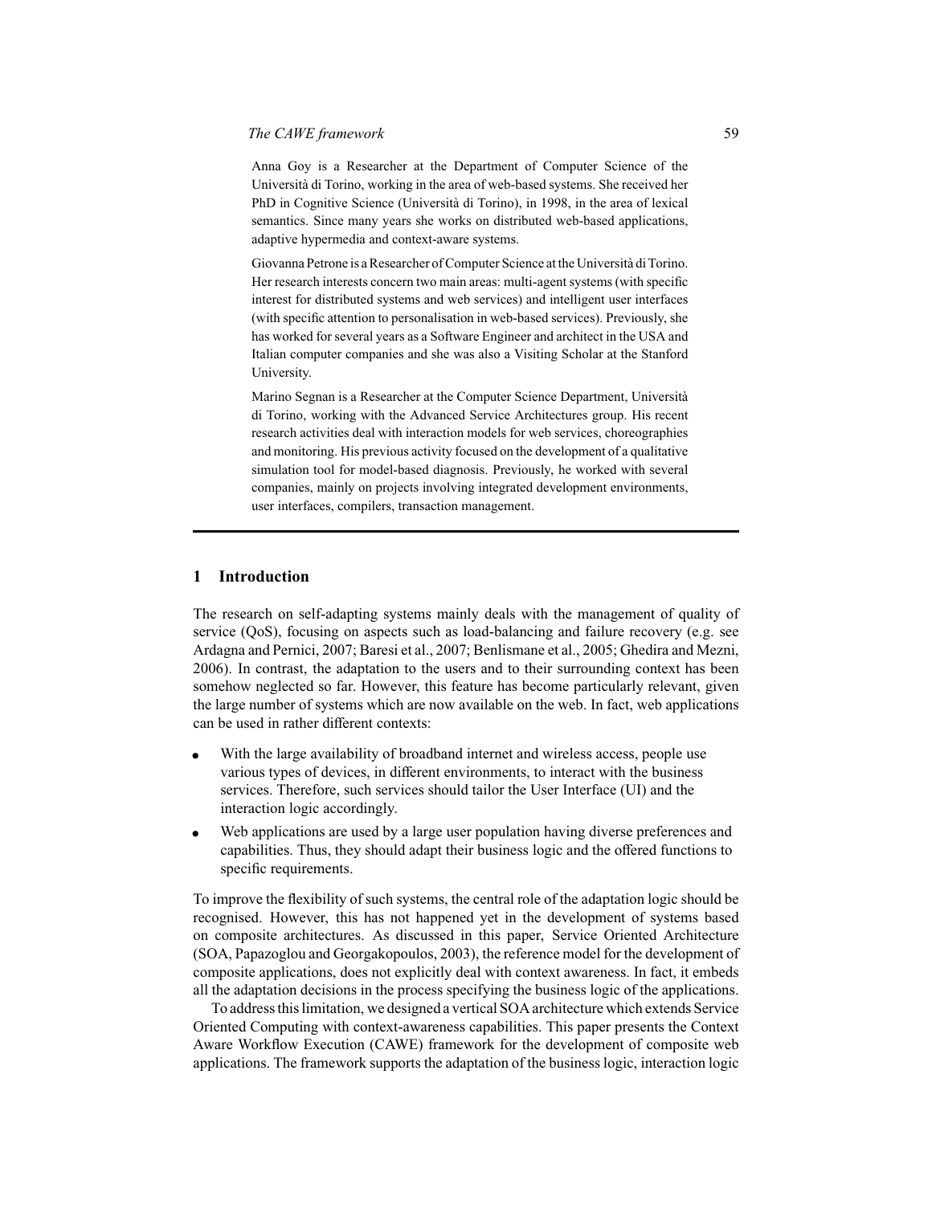Anna Goy is a Researcher at the Department of Computer Science of the Università di Torino, working in the area of web-based systems. She received her PhD in Cognitive Science (Università di Torino), in 1998, in the area of lexical semantics. Since many years she works on distributed web-based applications, adaptive hypermedia and context-aware systems.

Giovanna Petrone is a Researcher of Computer Science at the Università di Torino. Her research interests concern two main areas: multi-agent systems (with specific interest for distributed systems and web services) and intelligent user interfaces (with specific attention to personalisation in web-based services). Previously, she has worked for several years as a Software Engineer and architect in the USA and Italian computer companies and she was also a Visiting Scholar at the Stanford University.

Marino Segnan is a Researcher at the Computer Science Department, Università di Torino, working with the Advanced Service Architectures group. His recent research activities deal with interaction models for web services, choreographies and monitoring. His previous activity focused on the development of a qualitative simulation tool for model-based diagnosis. Previously, he worked with several companies, mainly on projects involving integrated development environments, user interfaces, compilers, transaction management.

## 1 Introduction

The research on self-adapting systems mainly deals with the management of quality of service (QoS), focusing on aspects such as load-balancing and failure recovery (e.g. see Ardagna and Pernici, 2007; Baresi et al., 2007; Benlismane et al., 2005; Ghedira and Mezni, 2006). In contrast, the adaptation to the users and to their surrounding context has been somehow neglected so far. However, this feature has become particularly relevant, given the large number of systems which are now available on the web. In fact, web applications can be used in rather different contexts:

- With the large availability of broadband internet and wireless access, people use various types of devices, in different environments, to interact with the business services. Therefore, such services should tailor the User Interface (UI) and the interaction logic accordingly.
- Web applications are used by a large user population having diverse preferences and capabilities. Thus, they should adapt their business logic and the offered functions to specific requirements.

To improve the flexibility of such systems, the central role of the adaptation logic should be recognised. However, this has not happened yet in the development of systems based on composite architectures. As discussed in this paper, Service Oriented Architecture (SOA, Papazoglou and Georgakopoulos, 2003), the reference model for the development of composite applications, does not explicitly deal with context awareness. In fact, it embeds all the adaptation decisions in the process specifying the business logic of the applications.

To address this limitation, we designed a vertical SOA architecture which extends Service Oriented Computing with context-awareness capabilities. This paper presents the Context Aware Workflow Execution (CAWE) framework for the development of composite web applications. The framework supports the adaptation of the business logic, interaction logic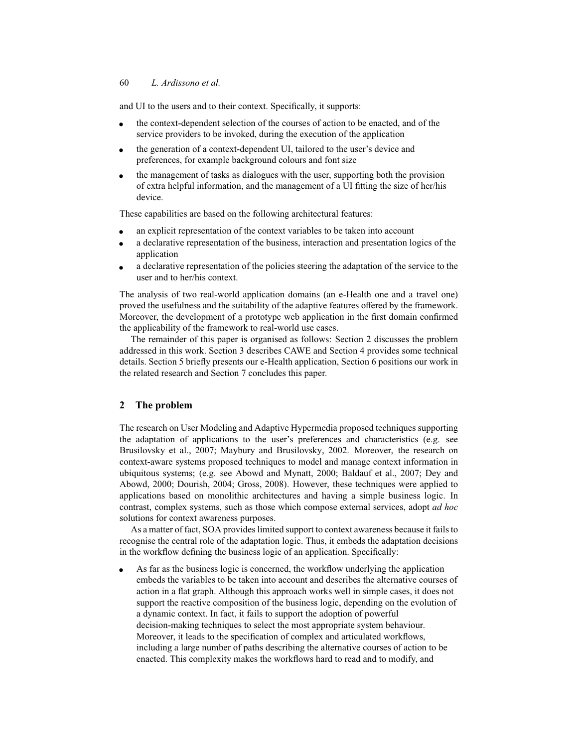and UI to the users and to their context. Specifically, it supports:

- the context-dependent selection of the courses of action to be enacted, and of the service providers to be invoked, during the execution of the application
- the generation of a context-dependent UI, tailored to the user's device and preferences, for example background colours and font size
- the management of tasks as dialogues with the user, supporting both the provision of extra helpful information, and the management of a UI fitting the size of her/his device.

These capabilities are based on the following architectural features:

- an explicit representation of the context variables to be taken into account
- a declarative representation of the business, interaction and presentation logics of the application
- a declarative representation of the policies steering the adaptation of the service to the user and to her/his context.

The analysis of two real-world application domains (an e-Health one and a travel one) proved the usefulness and the suitability of the adaptive features offered by the framework. Moreover, the development of a prototype web application in the first domain confirmed the applicability of the framework to real-world use cases.

The remainder of this paper is organised as follows: Section 2 discusses the problem addressed in this work. Section 3 describes CAWE and Section 4 provides some technical details. Section 5 briefly presents our e-Health application, Section 6 positions our work in the related research and Section 7 concludes this paper.

## 2 The problem

The research on User Modeling and Adaptive Hypermedia proposed techniques supporting the adaptation of applications to the user's preferences and characteristics (e.g. see Brusilovsky et al., 2007; Maybury and Brusilovsky, 2002. Moreover, the research on context-aware systems proposed techniques to model and manage context information in ubiquitous systems; (e.g. see Abowd and Mynatt, 2000; Baldauf et al., 2007; Dey and Abowd, 2000; Dourish, 2004; Gross, 2008). However, these techniques were applied to applications based on monolithic architectures and having a simple business logic. In contrast, complex systems, such as those which compose external services, adopt *ad hoc* solutions for context awareness purposes.

As a matter of fact, SOA provides limited support to context awareness because it fails to recognise the central role of the adaptation logic. Thus, it embeds the adaptation decisions in the workflow defining the business logic of an application. Specifically:

- As far as the business logic is concerned, the workflow underlying the application embeds the variables to be taken into account and describes the alternative courses of action in a flat graph. Although this approach works well in simple cases, it does not support the reactive composition of the business logic, depending on the evolution of a dynamic context. In fact, it fails to support the adoption of powerful decision-making techniques to select the most appropriate system behaviour. Moreover, it leads to the specification of complex and articulated workflows, including a large number of paths describing the alternative courses of action to be enacted. This complexity makes the workflows hard to read and to modify, and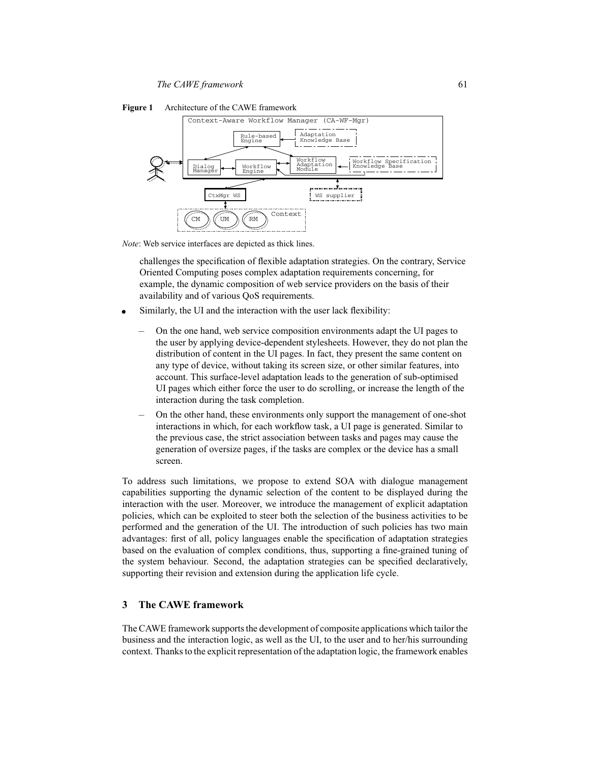**Figure 1** Architecture of the CAWE framework

Context-Aware Workflow Manager (CA-WF-Mgr)

Rule-based Engine

Adaptation Knowledge Base

Dialog Manager

Workflow Engine

Workflow Adaptation Module

Workflow Specification Knowledge Base

CtxMgr WS

WS supplier

Context

CM

UM

RM

*Note*: Web service interfaces are depicted as thick lines.

challenges the specification of flexible adaptation strategies. On the contrary, Service Oriented Computing poses complex adaptation requirements concerning, for example, the dynamic composition of web service providers on the basis of their availability and of various QoS requirements.

- Similarly, the UI and the interaction with the user lack flexibility:
  - On the one hand, web service composition environments adapt the UI pages to the user by applying device-dependent stylesheets. However, they do not plan the distribution of content in the UI pages. In fact, they present the same content on any type of device, without taking its screen size, or other similar features, into account. This surface-level adaptation leads to the generation of sub-optimised UI pages which either force the user to do scrolling, or increase the length of the interaction during the task completion.
  - On the other hand, these environments only support the management of one-shot interactions in which, for each workflow task, a UI page is generated. Similar to the previous case, the strict association between tasks and pages may cause the generation of oversize pages, if the tasks are complex or the device has a small screen.

To address such limitations, we propose to extend SOA with dialogue management capabilities supporting the dynamic selection of the content to be displayed during the interaction with the user. Moreover, we introduce the management of explicit adaptation policies, which can be exploited to steer both the selection of the business activities to be performed and the generation of the UI. The introduction of such policies has two main advantages: first of all, policy languages enable the specification of adaptation strategies based on the evaluation of complex conditions, thus, supporting a fine-grained tuning of the system behaviour. Second, the adaptation strategies can be specified declaratively, supporting their revision and extension during the application life cycle.

## 3 The CAWE framework

The CAWE framework supports the development of composite applications which tailor the business and the interaction logic, as well as the UI, to the user and to her/his surrounding context. Thanks to the explicit representation of the adaptation logic, the framework enables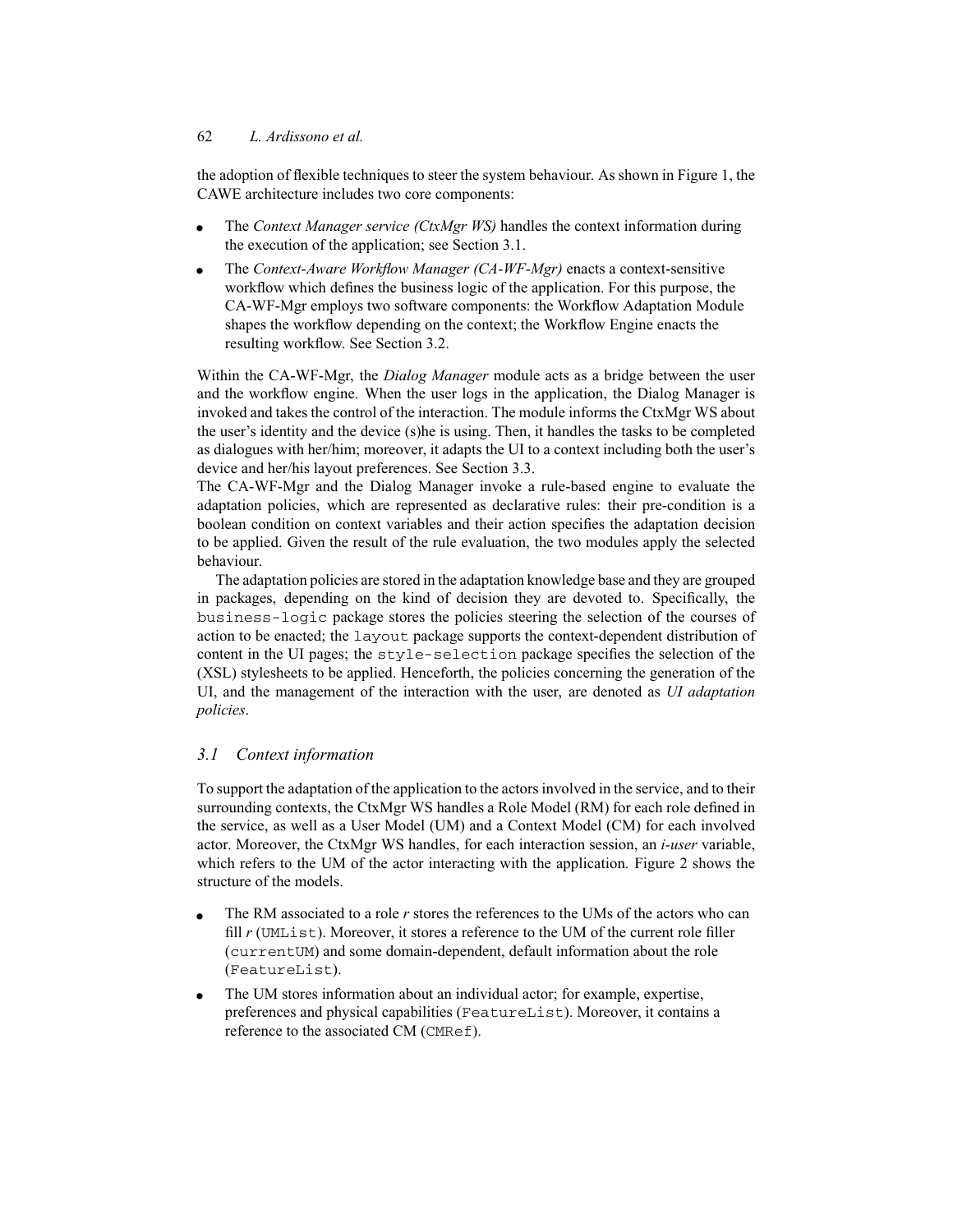the adoption of flexible techniques to steer the system behaviour. As shown in Figure 1, the CAWE architecture includes two core components:

- The *Context Manager service (CtxMgr WS)* handles the context information during the execution of the application; see Section 3.1.
- The *Context-Aware Workflow Manager (CA-WF-Mgr)* enacts a context-sensitive workflow which defines the business logic of the application. For this purpose, the CA-WF-Mgr employs two software components: the Workflow Adaptation Module shapes the workflow depending on the context; the Workflow Engine enacts the resulting workflow. See Section 3.2.

Within the CA-WF-Mgr, the *Dialog Manager* module acts as a bridge between the user and the workflow engine. When the user logs in the application, the Dialog Manager is invoked and takes the control of the interaction. The module informs the CtxMgr WS about the user's identity and the device (s)he is using. Then, it handles the tasks to be completed as dialogues with her/him; moreover, it adapts the UI to a context including both the user's device and her/his layout preferences. See Section 3.3.

The CA-WF-Mgr and the Dialog Manager invoke a rule-based engine to evaluate the adaptation policies, which are represented as declarative rules: their pre-condition is a boolean condition on context variables and their action specifies the adaptation decision to be applied. Given the result of the rule evaluation, the two modules apply the selected behaviour.

The adaptation policies are stored in the adaptation knowledge base and they are grouped in packages, depending on the kind of decision they are devoted to. Specifically, the `business-logic` package stores the policies steering the selection of the courses of action to be enacted; the `layout` package supports the context-dependent distribution of content in the UI pages; the `style-selection` package specifies the selection of the (XSL) stylesheets to be applied. Henceforth, the policies concerning the generation of the UI, and the management of the interaction with the user, are denoted as *UI adaptation policies*.

### *3.1 Context information*

To support the adaptation of the application to the actors involved in the service, and to their surrounding contexts, the CtxMgr WS handles a Role Model (RM) for each role defined in the service, as well as a User Model (UM) and a Context Model (CM) for each involved actor. Moreover, the CtxMgr WS handles, for each interaction session, an *i-user* variable, which refers to the UM of the actor interacting with the application. Figure 2 shows the structure of the models.

- The RM associated to a role *r* stores the references to the UMs of the actors who can fill *r* (`UMList`). Moreover, it stores a reference to the UM of the current role filler (`currentUM`) and some domain-dependent, default information about the role (`FeatureList`).
- The UM stores information about an individual actor; for example, expertise, preferences and physical capabilities (`FeatureList`). Moreover, it contains a reference to the associated CM (`CMRef`).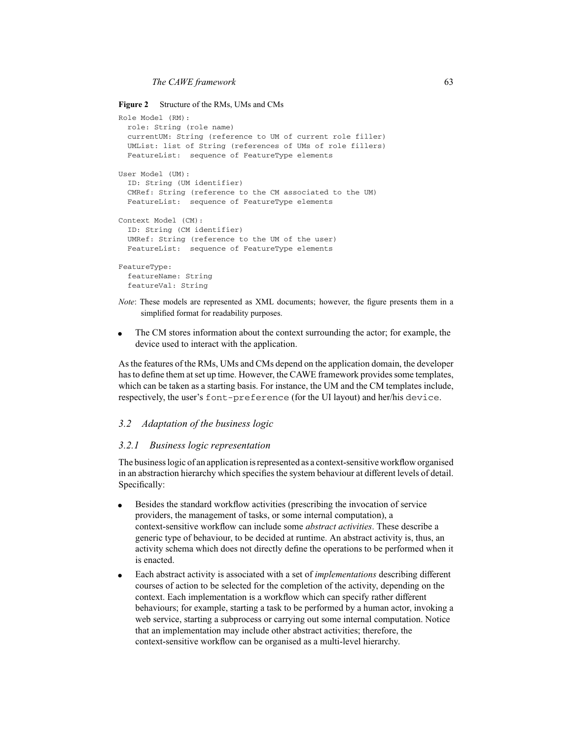**Figure 2** Structure of the RMs, UMs and CMs

```
Role Model (RM):
  role: String (role name)
  currentUM: String (reference to UM of current role filler)
  UMList: list of String (references of UMs of role fillers)
  FeatureList:  sequence of FeatureType elements

User Model (UM):
  ID: String (UM identifier)
  CMRef: String (reference to the CM associated to the UM)
  FeatureList:  sequence of FeatureType elements

Context Model (CM):
  ID: String (CM identifier)
  UMRef: String (reference to the UM of the user)
  FeatureList:  sequence of FeatureType elements

FeatureType:
  featureName: String
  featureVal: String
```

*Note*: These models are represented as XML documents; however, the figure presents them in a simplified format for readability purposes.

- The CM stores information about the context surrounding the actor; for example, the device used to interact with the application.

As the features of the RMs, UMs and CMs depend on the application domain, the developer has to define them at set up time. However, the CAWE framework provides some templates, which can be taken as a starting basis. For instance, the UM and the CM templates include, respectively, the user's `font-preference` (for the UI layout) and her/his `device`.

### *3.2 Adaptation of the business logic*

#### *3.2.1 Business logic representation*

The business logic of an application is represented as a context-sensitive workflow organised in an abstraction hierarchy which specifies the system behaviour at different levels of detail. Specifically:

- Besides the standard workflow activities (prescribing the invocation of service providers, the management of tasks, or some internal computation), a context-sensitive workflow can include some *abstract activities*. These describe a generic type of behaviour, to be decided at runtime. An abstract activity is, thus, an activity schema which does not directly define the operations to be performed when it is enacted.
- Each abstract activity is associated with a set of *implementations* describing different courses of action to be selected for the completion of the activity, depending on the context. Each implementation is a workflow which can specify rather different behaviours; for example, starting a task to be performed by a human actor, invoking a web service, starting a subprocess or carrying out some internal computation. Notice that an implementation may include other abstract activities; therefore, the context-sensitive workflow can be organised as a multi-level hierarchy.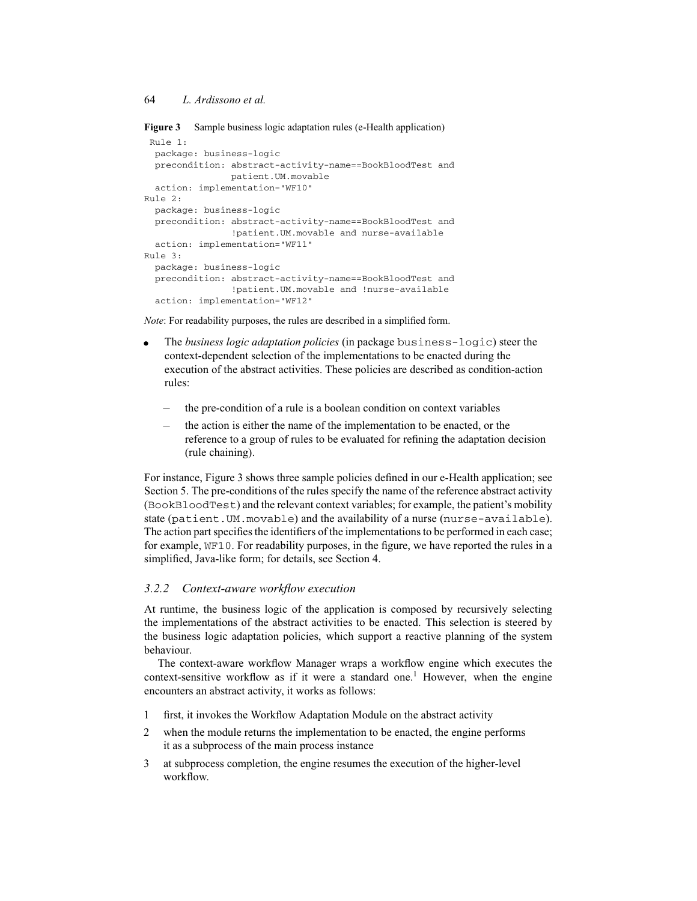**Figure 3** Sample business logic adaptation rules (e-Health application)

```
Rule 1:
  package: business-logic
  precondition: abstract-activity-name==BookBloodTest and
                patient.UM.movable
  action: implementation="WF10"
Rule 2:
  package: business-logic
  precondition: abstract-activity-name==BookBloodTest and
                !patient.UM.movable and nurse-available
  action: implementation="WF11"
Rule 3:
  package: business-logic
  precondition: abstract-activity-name==BookBloodTest and
                !patient.UM.movable and !nurse-available
  action: implementation="WF12"
```

*Note*: For readability purposes, the rules are described in a simplified form.

- The *business logic adaptation policies* (in package business-logic) steer the context-dependent selection of the implementations to be enacted during the execution of the abstract activities. These policies are described as condition-action rules:
  - the pre-condition of a rule is a boolean condition on context variables
  - the action is either the name of the implementation to be enacted, or the reference to a group of rules to be evaluated for refining the adaptation decision (rule chaining).

For instance, Figure 3 shows three sample policies defined in our e-Health application; see Section 5. The pre-conditions of the rules specify the name of the reference abstract activity (BookBloodTest) and the relevant context variables; for example, the patient's mobility state (patient.UM.movable) and the availability of a nurse (nurse-available). The action part specifies the identifiers of the implementations to be performed in each case; for example, WF10. For readability purposes, in the figure, we have reported the rules in a simplified, Java-like form; for details, see Section 4.

### 3.2.2 Context-aware workflow execution

At runtime, the business logic of the application is composed by recursively selecting the implementations of the abstract activities to be enacted. This selection is steered by the business logic adaptation policies, which support a reactive planning of the system behaviour.

The context-aware workflow Manager wraps a workflow engine which executes the context-sensitive workflow as if it were a standard one.[1] However, when the engine encounters an abstract activity, it works as follows:

1. first, it invokes the Workflow Adaptation Module on the abstract activity
2. when the module returns the implementation to be enacted, the engine performs it as a subprocess of the main process instance
3. at subprocess completion, the engine resumes the execution of the higher-level workflow.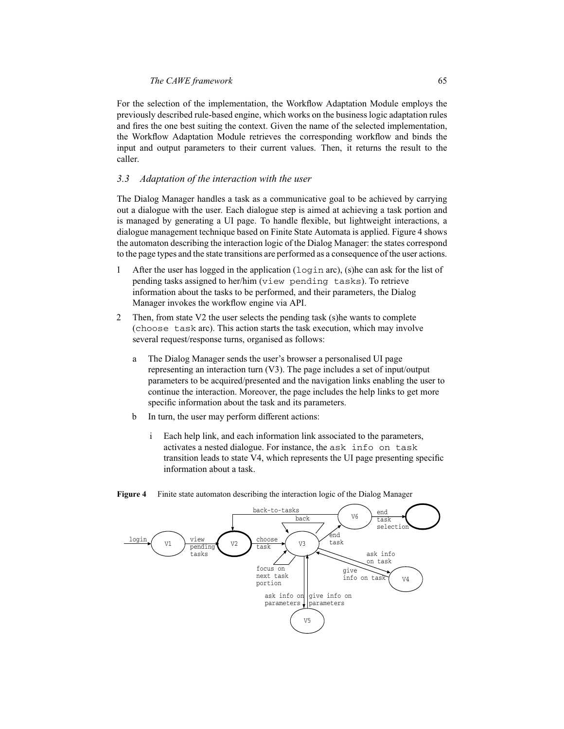For the selection of the implementation, the Workflow Adaptation Module employs the previously described rule-based engine, which works on the business logic adaptation rules and fires the one best suiting the context. Given the name of the selected implementation, the Workflow Adaptation Module retrieves the corresponding workflow and binds the input and output parameters to their current values. Then, it returns the result to the caller.

### 3.3 Adaptation of the interaction with the user

The Dialog Manager handles a task as a communicative goal to be achieved by carrying out a dialogue with the user. Each dialogue step is aimed at achieving a task portion and is managed by generating a UI page. To handle flexible, but lightweight interactions, a dialogue management technique based on Finite State Automata is applied. Figure 4 shows the automaton describing the interaction logic of the Dialog Manager: the states correspond to the page types and the state transitions are performed as a consequence of the user actions.

1 After the user has logged in the application (`login` arc), (s)he can ask for the list of pending tasks assigned to her/him (`view pending tasks`). To retrieve information about the tasks to be performed, and their parameters, the Dialog Manager invokes the workflow engine via API.

2 Then, from state V2 the user selects the pending task (s)he wants to complete (`choose task` arc). This action starts the task execution, which may involve several request/response turns, organised as follows:

   a The Dialog Manager sends the user's browser a personalised UI page representing an interaction turn (V3). The page includes a set of input/output parameters to be acquired/presented and the navigation links enabling the user to continue the interaction. Moreover, the page includes the help links to get more specific information about the task and its parameters.

   b In turn, the user may perform different actions:

      i Each help link, and each information link associated to the parameters, activates a nested dialogue. For instance, the `ask info on task` transition leads to state V4, which represents the UI page presenting specific information about a task.

**Figure 4** Finite state automaton describing the interaction logic of the Dialog Manager

login
V1
view pending tasks
V2
choose task
V3
back
back-to-tasks
V6
end task
end task selection
focus on next task portion
ask info on task
give info on task
V4
ask info on parameters
give info on parameters
V5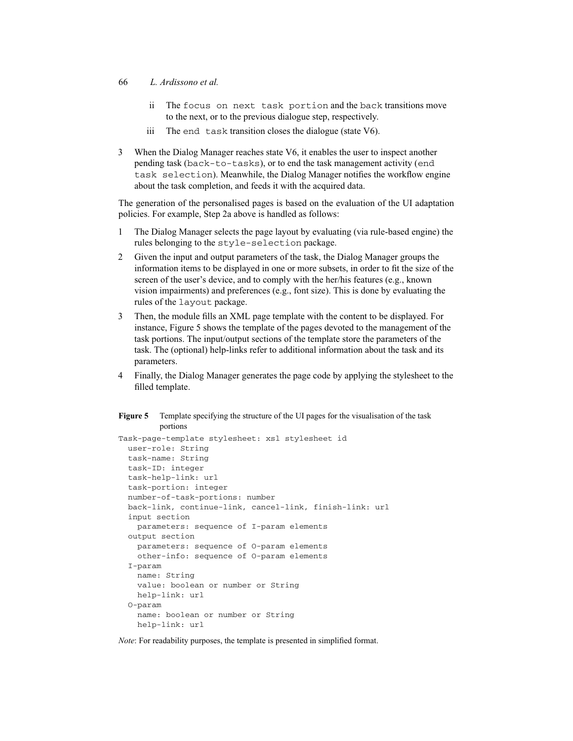ii The `focus on next task portion` and the `back` transitions move to the next, or to the previous dialogue step, respectively.

iii The `end task` transition closes the dialogue (state V6).

3 When the Dialog Manager reaches state V6, it enables the user to inspect another pending task (`back-to-tasks`), or to end the task management activity (`end task selection`). Meanwhile, the Dialog Manager notifies the workflow engine about the task completion, and feeds it with the acquired data.

The generation of the personalised pages is based on the evaluation of the UI adaptation policies. For example, Step 2a above is handled as follows:

1 The Dialog Manager selects the page layout by evaluating (via rule-based engine) the rules belonging to the `style-selection` package.

2 Given the input and output parameters of the task, the Dialog Manager groups the information items to be displayed in one or more subsets, in order to fit the size of the screen of the user's device, and to comply with the her/his features (e.g., known vision impairments) and preferences (e.g., font size). This is done by evaluating the rules of the `layout` package.

3 Then, the module fills an XML page template with the content to be displayed. For instance, Figure 5 shows the template of the pages devoted to the management of the task portions. The input/output sections of the template store the parameters of the task. The (optional) help-links refer to additional information about the task and its parameters.

4 Finally, the Dialog Manager generates the page code by applying the stylesheet to the filled template.

**Figure 5** Template specifying the structure of the UI pages for the visualisation of the task portions

```
Task-page-template stylesheet: xsl stylesheet id
  user-role: String
  task-name: String
  task-ID: integer
  task-help-link: url
  task-portion: integer
  number-of-task-portions: number
  back-link, continue-link, cancel-link, finish-link: url
  input section
    parameters: sequence of I-param elements
  output section
    parameters: sequence of O-param elements
    other-info: sequence of O-param elements
  I-param
    name: String
    value: boolean or number or String
    help-link: url
  O-param
    name: boolean or number or String
    help-link: url
```

*Note*: For readability purposes, the template is presented in simplified format.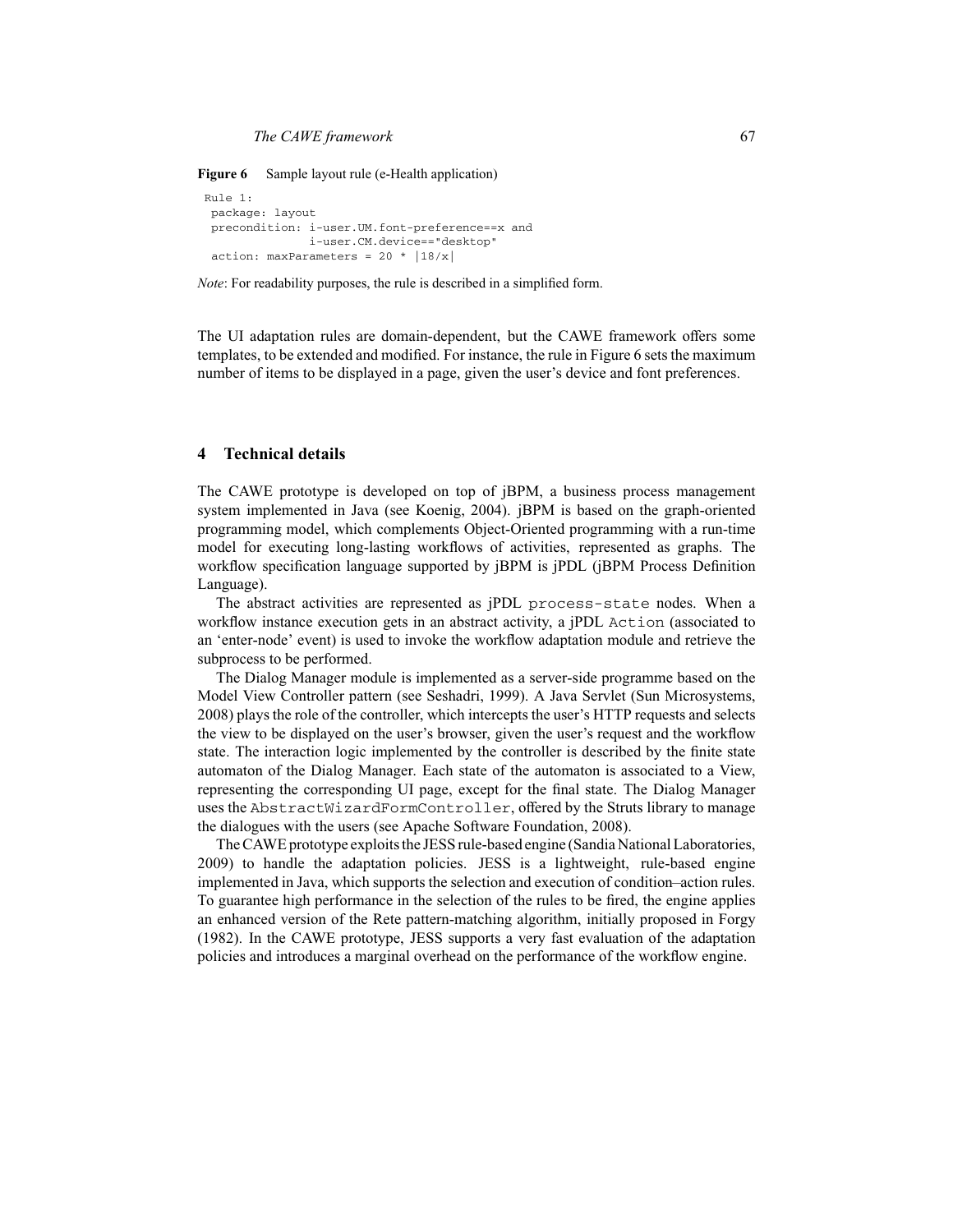**Figure 6** Sample layout rule (e-Health application)

```
Rule 1:
 package: layout
 precondition: i-user.UM.font-preference==x and
               i-user.CM.device=="desktop"
 action: maxParameters = 20 * |18/x|
```

*Note*: For readability purposes, the rule is described in a simplified form.

The UI adaptation rules are domain-dependent, but the CAWE framework offers some templates, to be extended and modified. For instance, the rule in Figure 6 sets the maximum number of items to be displayed in a page, given the user's device and font preferences.

## 4 Technical details

The CAWE prototype is developed on top of jBPM, a business process management system implemented in Java (see Koenig, 2004). jBPM is based on the graph-oriented programming model, which complements Object-Oriented programming with a run-time model for executing long-lasting workflows of activities, represented as graphs. The workflow specification language supported by jBPM is jPDL (jBPM Process Definition Language).

The abstract activities are represented as jPDL `process-state` nodes. When a workflow instance execution gets in an abstract activity, a jPDL `Action` (associated to an 'enter-node' event) is used to invoke the workflow adaptation module and retrieve the subprocess to be performed.

The Dialog Manager module is implemented as a server-side programme based on the Model View Controller pattern (see Seshadri, 1999). A Java Servlet (Sun Microsystems, 2008) plays the role of the controller, which intercepts the user's HTTP requests and selects the view to be displayed on the user's browser, given the user's request and the workflow state. The interaction logic implemented by the controller is described by the finite state automaton of the Dialog Manager. Each state of the automaton is associated to a View, representing the corresponding UI page, except for the final state. The Dialog Manager uses the `AbstractWizardFormController`, offered by the Struts library to manage the dialogues with the users (see Apache Software Foundation, 2008).

The CAWE prototype exploits the JESS rule-based engine (Sandia National Laboratories, 2009) to handle the adaptation policies. JESS is a lightweight, rule-based engine implemented in Java, which supports the selection and execution of condition–action rules. To guarantee high performance in the selection of the rules to be fired, the engine applies an enhanced version of the Rete pattern-matching algorithm, initially proposed in Forgy (1982). In the CAWE prototype, JESS supports a very fast evaluation of the adaptation policies and introduces a marginal overhead on the performance of the workflow engine.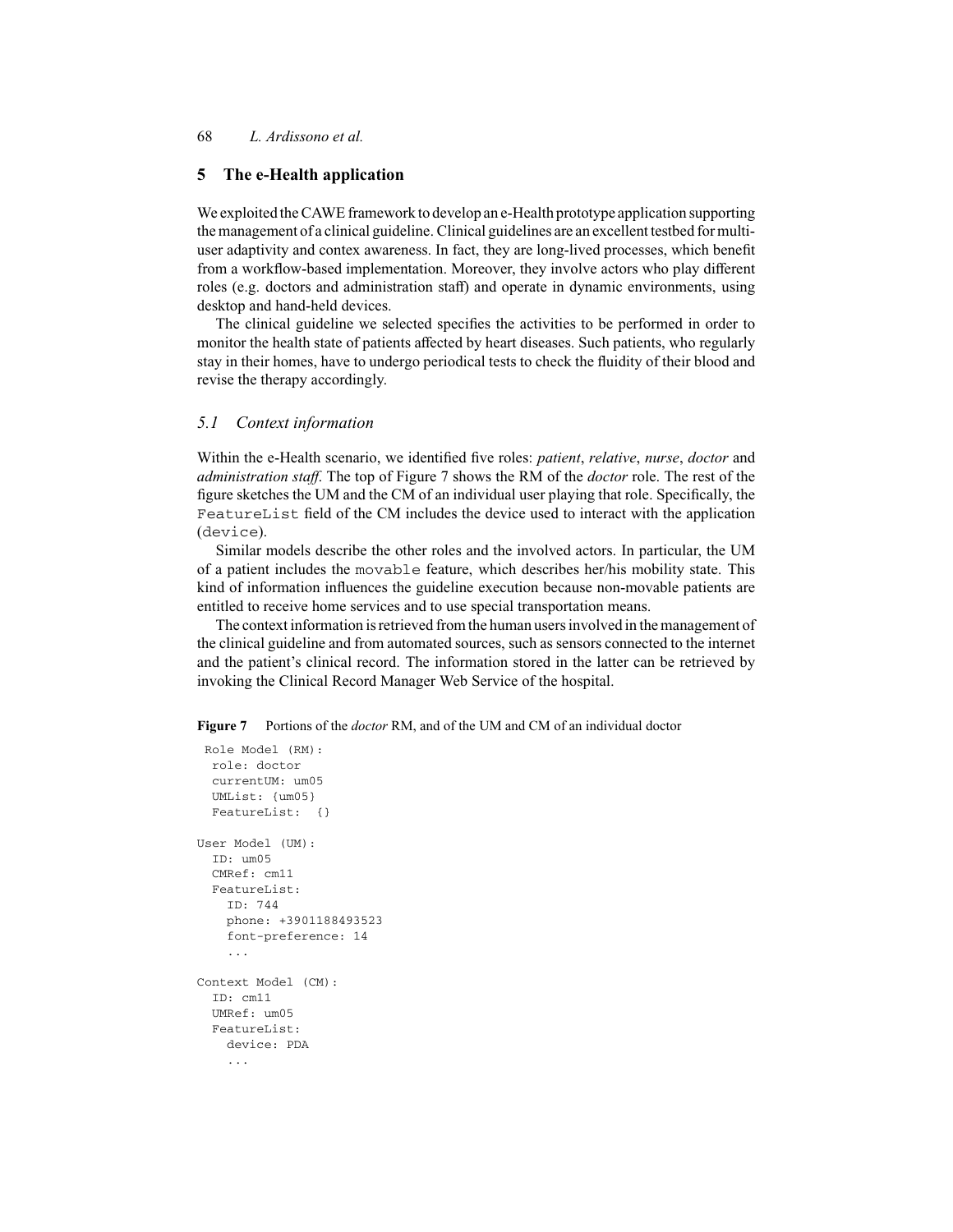## 5 The e-Health application

We exploited the CAWE framework to develop an e-Health prototype application supporting the management of a clinical guideline. Clinical guidelines are an excellent testbed for multi-user adaptivity and contex awareness. In fact, they are long-lived processes, which benefit from a workflow-based implementation. Moreover, they involve actors who play different roles (e.g. doctors and administration staff) and operate in dynamic environments, using desktop and hand-held devices.

The clinical guideline we selected specifies the activities to be performed in order to monitor the health state of patients affected by heart diseases. Such patients, who regularly stay in their homes, have to undergo periodical tests to check the fluidity of their blood and revise the therapy accordingly.

### *5.1 Context information*

Within the e-Health scenario, we identified five roles: *patient*, *relative*, *nurse*, *doctor* and *administration staff*. The top of Figure 7 shows the RM of the *doctor* role. The rest of the figure sketches the UM and the CM of an individual user playing that role. Specifically, the `FeatureList` field of the CM includes the device used to interact with the application (`device`).

Similar models describe the other roles and the involved actors. In particular, the UM of a patient includes the `movable` feature, which describes her/his mobility state. This kind of information influences the guideline execution because non-movable patients are entitled to receive home services and to use special transportation means.

The context information is retrieved from the human users involved in the management of the clinical guideline and from automated sources, such as sensors connected to the internet and the patient's clinical record. The information stored in the latter can be retrieved by invoking the Clinical Record Manager Web Service of the hospital.

**Figure 7** Portions of the *doctor* RM, and of the UM and CM of an individual doctor

```
 Role Model (RM):
  role: doctor
  currentUM: um05
  UMList: {um05}
  FeatureList:  {}

User Model (UM):
  ID: um05
  CMRef: cm11
  FeatureList:
    ID: 744
    phone: +3901188493523
    font-preference: 14
    ...

Context Model (CM):
  ID: cm11
  UMRef: um05
  FeatureList:
    device: PDA
    ...
```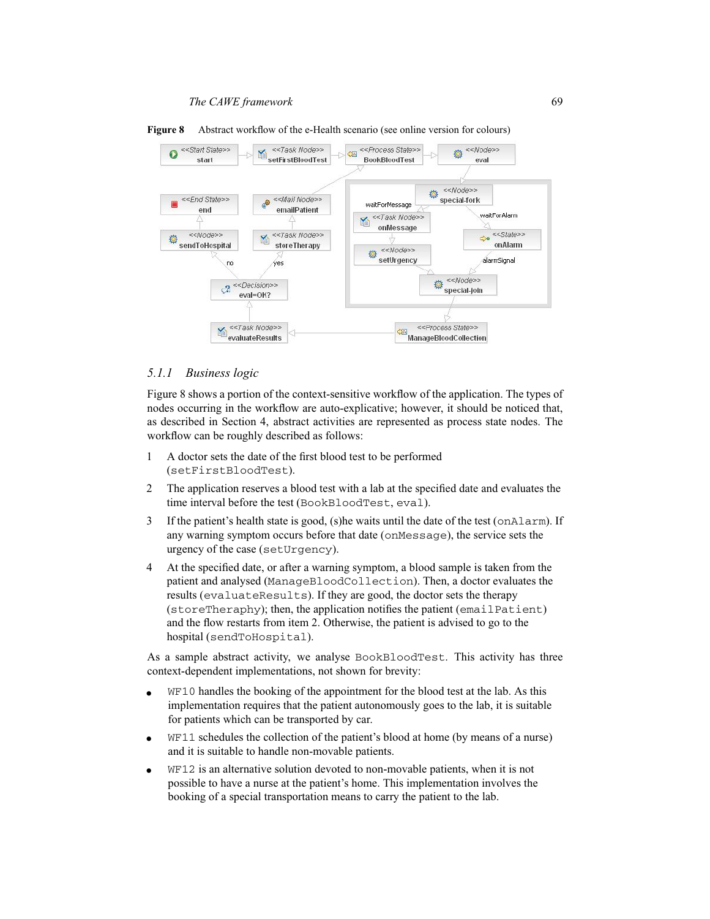**Figure 8** Abstract workflow of the e-Health scenario (see online version for colours)

<<Start State>> start

<<Task Node>> setFirstBloodTest

<<Process State>> BookBloodTest

<<Node>> eval

<<End State>> end

<<Mail Node>> emailPatient

<<Node>> special-fork

waitForMessage

waitForAlarm

<<Task Node>> onMessage

<<State>> onAlarm

<<Node>> sendToHospital

<<Task Node>> storeTherapy

<<Node>> setUrgency

alarmSignal

no

yes

<<Decision>> eval=OK?

<<Node>> special-join

<<Task Node>> evaluateResults

<<Process State>> ManageBloodCollection

### *5.1.1 Business logic*

Figure 8 shows a portion of the context-sensitive workflow of the application. The types of nodes occurring in the workflow are auto-explicative; however, it should be noticed that, as described in Section 4, abstract activities are represented as process state nodes. The workflow can be roughly described as follows:

1. A doctor sets the date of the first blood test to be performed (`setFirstBloodTest`).
2. The application reserves a blood test with a lab at the specified date and evaluates the time interval before the test (`BookBloodTest`, `eval`).
3. If the patient's health state is good, (s)he waits until the date of the test (`onAlarm`). If any warning symptom occurs before that date (`onMessage`), the service sets the urgency of the case (`setUrgency`).
4. At the specified date, or after a warning symptom, a blood sample is taken from the patient and analysed (`ManageBloodCollection`). Then, a doctor evaluates the results (`evaluateResults`). If they are good, the doctor sets the therapy (`storeTheraphy`); then, the application notifies the patient (`emailPatient`) and the flow restarts from item 2. Otherwise, the patient is advised to go to the hospital (`sendToHospital`).

As a sample abstract activity, we analyse `BookBloodTest`. This activity has three context-dependent implementations, not shown for brevity:

- `WF10` handles the booking of the appointment for the blood test at the lab. As this implementation requires that the patient autonomously goes to the lab, it is suitable for patients which can be transported by car.
- `WF11` schedules the collection of the patient's blood at home (by means of a nurse) and it is suitable to handle non-movable patients.
- `WF12` is an alternative solution devoted to non-movable patients, when it is not possible to have a nurse at the patient's home. This implementation involves the booking of a special transportation means to carry the patient to the lab.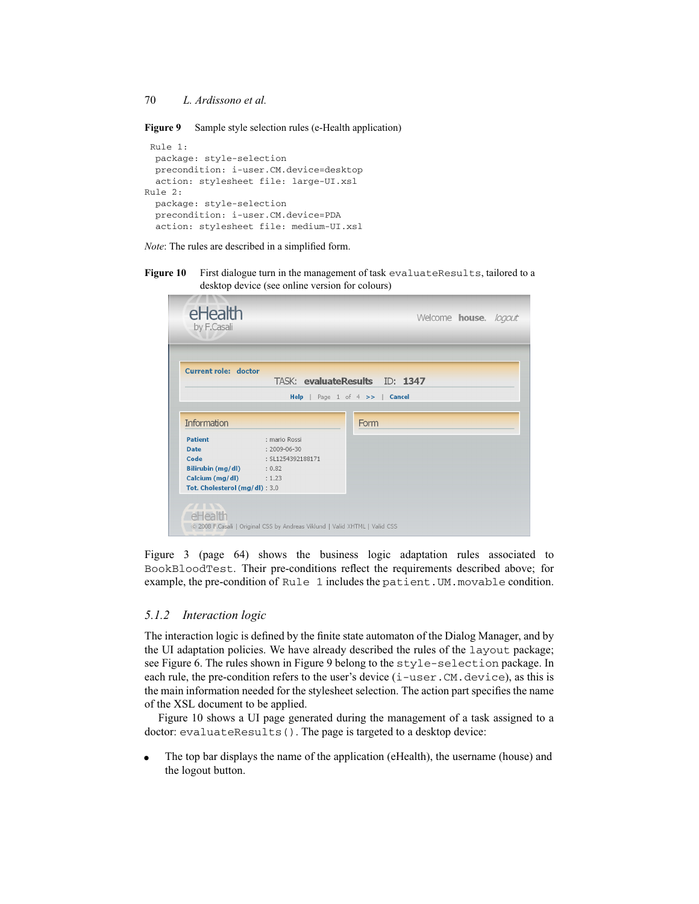**Figure 9** Sample style selection rules (e-Health application)

```
 Rule 1:
  package: style-selection
  precondition: i-user.CM.device=desktop
  action: stylesheet file: large-UI.xsl
Rule 2:
  package: style-selection
  precondition: i-user.CM.device=PDA
  action: stylesheet file: medium-UI.xsl
```

*Note*: The rules are described in a simplified form.

**Figure 10** First dialogue turn in the management of task `evaluateResults`, tailored to a desktop device (see online version for colours)

eHealth
by F.Casali

Welcome **house**. *logout*

Current role: doctor

TASK: **evaluateResults** ID: **1347**

Help | Page 1 of 4 >> | Cancel

Information

Patient : mario Rossi
Date : 2009-06-30
Code : SL1254392188171
Bilirubin (mg/dl) : 0.82
Calcium (mg/dl) : 1.23
Tot. Cholesterol (mg/dl) : 3.0

Form

eHealth
© 2008 F.Casali | Original CSS by Andreas Viklund | Valid XHTML | Valid CSS

Figure 3 (page 64) shows the business logic adaptation rules associated to `BookBloodTest`. Their pre-conditions reflect the requirements described above; for example, the pre-condition of `Rule 1` includes the `patient.UM.movable` condition.

### *5.1.2 Interaction logic*

The interaction logic is defined by the finite state automaton of the Dialog Manager, and by the UI adaptation policies. We have already described the rules of the `layout` package; see Figure 6. The rules shown in Figure 9 belong to the `style-selection` package. In each rule, the pre-condition refers to the user's device (`i-user.CM.device`), as this is the main information needed for the stylesheet selection. The action part specifies the name of the XSL document to be applied.

Figure 10 shows a UI page generated during the management of a task assigned to a doctor: `evaluateResults()`. The page is targeted to a desktop device:

- The top bar displays the name of the application (eHealth), the username (house) and the logout button.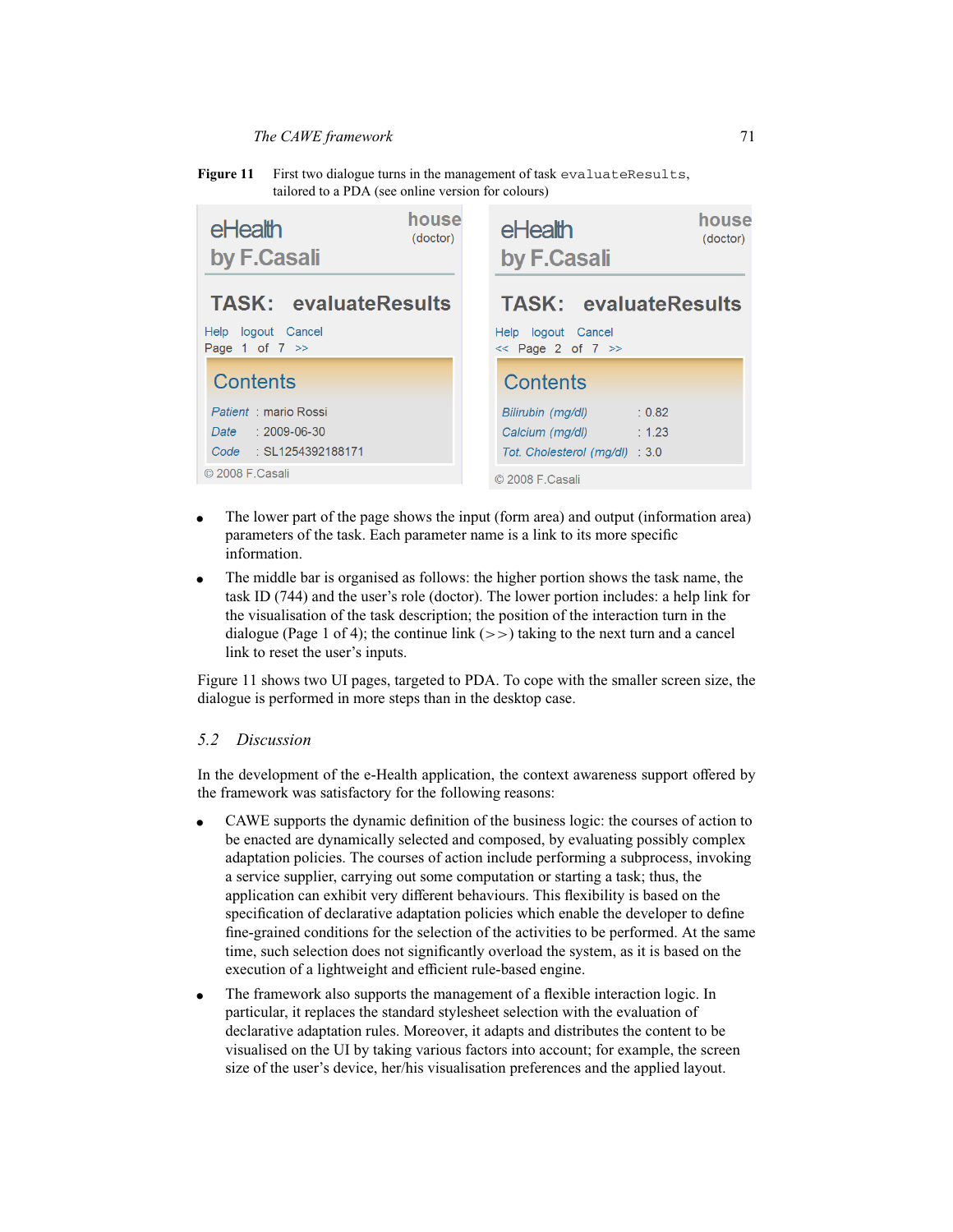**Figure 11** First two dialogue turns in the management of task `evaluateResults`, tailored to a PDA (see online version for colours)

eHealth
by F.Casali
house
(doctor)

TASK: evaluateResults

Help logout Cancel
Page 1 of 7 >>

Contents

Patient : mario Rossi
Date : 2009-06-30
Code : SL1254392188171

© 2008 F.Casali

eHealth
by F.Casali
house
(doctor)

TASK: evaluateResults

Help logout Cancel
<< Page 2 of 7 >>

Contents

Bilirubin (mg/dl) : 0.82
Calcium (mg/dl) : 1.23
Tot. Cholesterol (mg/dl) : 3.0

© 2008 F.Casali

- The lower part of the page shows the input (form area) and output (information area) parameters of the task. Each parameter name is a link to its more specific information.
- The middle bar is organised as follows: the higher portion shows the task name, the task ID (744) and the user's role (doctor). The lower portion includes: a help link for the visualisation of the task description; the position of the interaction turn in the dialogue (Page 1 of 4); the continue link (>>) taking to the next turn and a cancel link to reset the user's inputs.

Figure 11 shows two UI pages, targeted to PDA. To cope with the smaller screen size, the dialogue is performed in more steps than in the desktop case.

### 5.2 Discussion

In the development of the e-Health application, the context awareness support offered by the framework was satisfactory for the following reasons:

- CAWE supports the dynamic definition of the business logic: the courses of action to be enacted are dynamically selected and composed, by evaluating possibly complex adaptation policies. The courses of action include performing a subprocess, invoking a service supplier, carrying out some computation or starting a task; thus, the application can exhibit very different behaviours. This flexibility is based on the specification of declarative adaptation policies which enable the developer to define fine-grained conditions for the selection of the activities to be performed. At the same time, such selection does not significantly overload the system, as it is based on the execution of a lightweight and efficient rule-based engine.
- The framework also supports the management of a flexible interaction logic. In particular, it replaces the standard stylesheet selection with the evaluation of declarative adaptation rules. Moreover, it adapts and distributes the content to be visualised on the UI by taking various factors into account; for example, the screen size of the user's device, her/his visualisation preferences and the applied layout.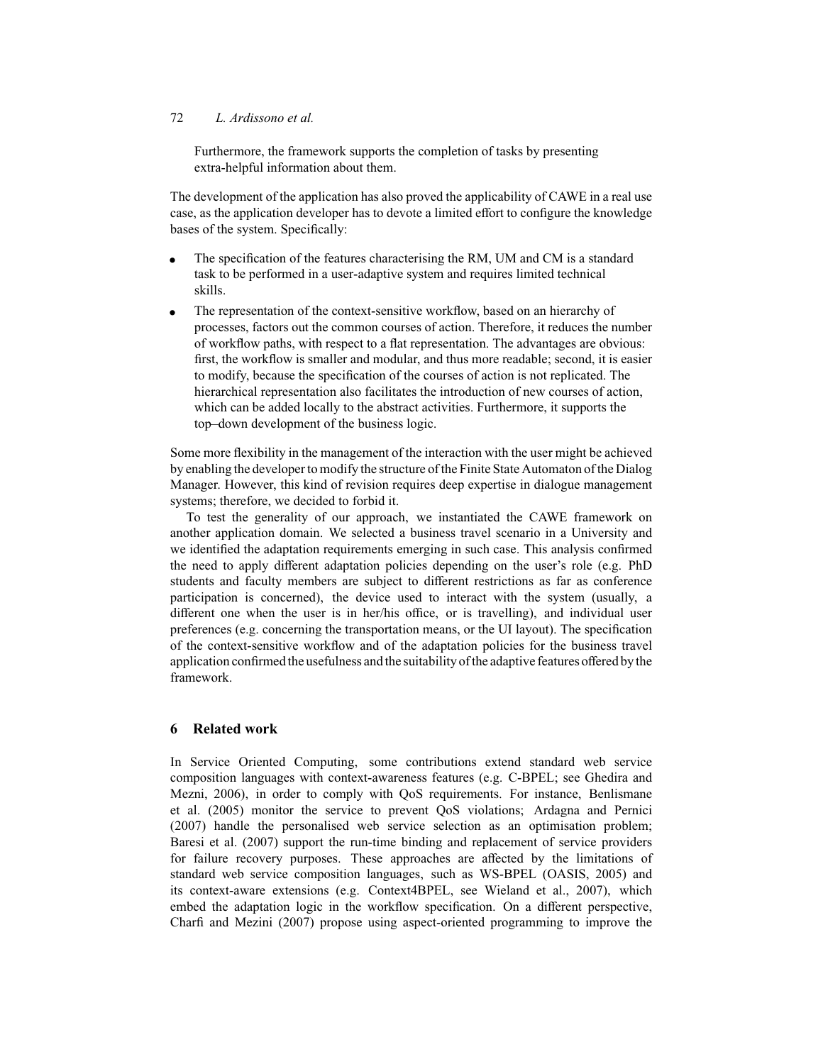Furthermore, the framework supports the completion of tasks by presenting extra-helpful information about them.

The development of the application has also proved the applicability of CAWE in a real use case, as the application developer has to devote a limited effort to configure the knowledge bases of the system. Specifically:

- The specification of the features characterising the RM, UM and CM is a standard task to be performed in a user-adaptive system and requires limited technical skills.
- The representation of the context-sensitive workflow, based on an hierarchy of processes, factors out the common courses of action. Therefore, it reduces the number of workflow paths, with respect to a flat representation. The advantages are obvious: first, the workflow is smaller and modular, and thus more readable; second, it is easier to modify, because the specification of the courses of action is not replicated. The hierarchical representation also facilitates the introduction of new courses of action, which can be added locally to the abstract activities. Furthermore, it supports the top–down development of the business logic.

Some more flexibility in the management of the interaction with the user might be achieved by enabling the developer to modify the structure of the Finite State Automaton of the Dialog Manager. However, this kind of revision requires deep expertise in dialogue management systems; therefore, we decided to forbid it.

To test the generality of our approach, we instantiated the CAWE framework on another application domain. We selected a business travel scenario in a University and we identified the adaptation requirements emerging in such case. This analysis confirmed the need to apply different adaptation policies depending on the user's role (e.g. PhD students and faculty members are subject to different restrictions as far as conference participation is concerned), the device used to interact with the system (usually, a different one when the user is in her/his office, or is travelling), and individual user preferences (e.g. concerning the transportation means, or the UI layout). The specification of the context-sensitive workflow and of the adaptation policies for the business travel application confirmed the usefulness and the suitability of the adaptive features offered by the framework.

## 6 Related work

In Service Oriented Computing, some contributions extend standard web service composition languages with context-awareness features (e.g. C-BPEL; see Ghedira and Mezni, 2006), in order to comply with QoS requirements. For instance, Benlismane et al. (2005) monitor the service to prevent QoS violations; Ardagna and Pernici (2007) handle the personalised web service selection as an optimisation problem; Baresi et al. (2007) support the run-time binding and replacement of service providers for failure recovery purposes. These approaches are affected by the limitations of standard web service composition languages, such as WS-BPEL (OASIS, 2005) and its context-aware extensions (e.g. Context4BPEL, see Wieland et al., 2007), which embed the adaptation logic in the workflow specification. On a different perspective, Charfi and Mezini (2007) propose using aspect-oriented programming to improve the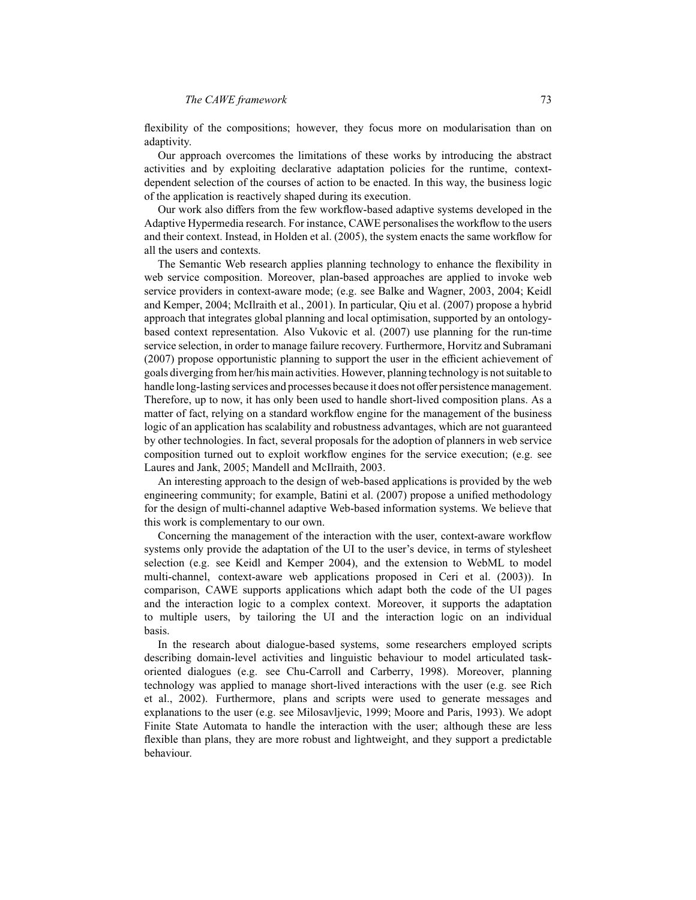flexibility of the compositions; however, they focus more on modularisation than on adaptivity.

Our approach overcomes the limitations of these works by introducing the abstract activities and by exploiting declarative adaptation policies for the runtime, context-dependent selection of the courses of action to be enacted. In this way, the business logic of the application is reactively shaped during its execution.

Our work also differs from the few workflow-based adaptive systems developed in the Adaptive Hypermedia research. For instance, CAWE personalises the workflow to the users and their context. Instead, in Holden et al. (2005), the system enacts the same workflow for all the users and contexts.

The Semantic Web research applies planning technology to enhance the flexibility in web service composition. Moreover, plan-based approaches are applied to invoke web service providers in context-aware mode; (e.g. see Balke and Wagner, 2003, 2004; Keidl and Kemper, 2004; McIlraith et al., 2001). In particular, Qiu et al. (2007) propose a hybrid approach that integrates global planning and local optimisation, supported by an ontology-based context representation. Also Vukovic et al. (2007) use planning for the run-time service selection, in order to manage failure recovery. Furthermore, Horvitz and Subramani (2007) propose opportunistic planning to support the user in the efficient achievement of goals diverging from her/his main activities. However, planning technology is not suitable to handle long-lasting services and processes because it does not offer persistence management. Therefore, up to now, it has only been used to handle short-lived composition plans. As a matter of fact, relying on a standard workflow engine for the management of the business logic of an application has scalability and robustness advantages, which are not guaranteed by other technologies. In fact, several proposals for the adoption of planners in web service composition turned out to exploit workflow engines for the service execution; (e.g. see Laures and Jank, 2005; Mandell and McIlraith, 2003.

An interesting approach to the design of web-based applications is provided by the web engineering community; for example, Batini et al. (2007) propose a unified methodology for the design of multi-channel adaptive Web-based information systems. We believe that this work is complementary to our own.

Concerning the management of the interaction with the user, context-aware workflow systems only provide the adaptation of the UI to the user's device, in terms of stylesheet selection (e.g. see Keidl and Kemper 2004), and the extension to WebML to model multi-channel, context-aware web applications proposed in Ceri et al. (2003)). In comparison, CAWE supports applications which adapt both the code of the UI pages and the interaction logic to a complex context. Moreover, it supports the adaptation to multiple users, by tailoring the UI and the interaction logic on an individual basis.

In the research about dialogue-based systems, some researchers employed scripts describing domain-level activities and linguistic behaviour to model articulated task-oriented dialogues (e.g. see Chu-Carroll and Carberry, 1998). Moreover, planning technology was applied to manage short-lived interactions with the user (e.g. see Rich et al., 2002). Furthermore, plans and scripts were used to generate messages and explanations to the user (e.g. see Milosavljevic, 1999; Moore and Paris, 1993). We adopt Finite State Automata to handle the interaction with the user; although these are less flexible than plans, they are more robust and lightweight, and they support a predictable behaviour.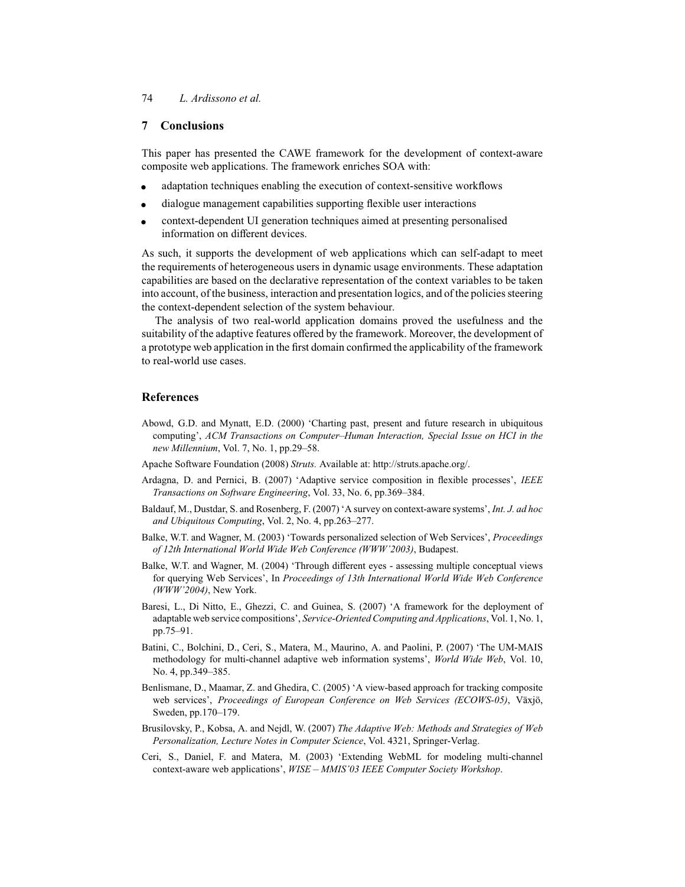## 7 Conclusions

This paper has presented the CAWE framework for the development of context-aware composite web applications. The framework enriches SOA with:

- adaptation techniques enabling the execution of context-sensitive workflows
- dialogue management capabilities supporting flexible user interactions
- context-dependent UI generation techniques aimed at presenting personalised information on different devices.

As such, it supports the development of web applications which can self-adapt to meet the requirements of heterogeneous users in dynamic usage environments. These adaptation capabilities are based on the declarative representation of the context variables to be taken into account, of the business, interaction and presentation logics, and of the policies steering the context-dependent selection of the system behaviour.

The analysis of two real-world application domains proved the usefulness and the suitability of the adaptive features offered by the framework. Moreover, the development of a prototype web application in the first domain confirmed the applicability of the framework to real-world use cases.

## References

Abowd, G.D. and Mynatt, E.D. (2000) 'Charting past, present and future research in ubiquitous computing', *ACM Transactions on Computer–Human Interaction, Special Issue on HCI in the new Millennium*, Vol. 7, No. 1, pp.29–58.

Apache Software Foundation (2008) *Struts.* Available at: http://struts.apache.org/.

Ardagna, D. and Pernici, B. (2007) 'Adaptive service composition in flexible processes', *IEEE Transactions on Software Engineering*, Vol. 33, No. 6, pp.369–384.

Baldauf, M., Dustdar, S. and Rosenberg, F. (2007) 'A survey on context-aware systems', *Int. J. ad hoc and Ubiquitous Computing*, Vol. 2, No. 4, pp.263–277.

Balke, W.T. and Wagner, M. (2003) 'Towards personalized selection of Web Services', *Proceedings of 12th International World Wide Web Conference (WWW'2003)*, Budapest.

Balke, W.T. and Wagner, M. (2004) 'Through different eyes - assessing multiple conceptual views for querying Web Services', In *Proceedings of 13th International World Wide Web Conference (WWW'2004)*, New York.

Baresi, L., Di Nitto, E., Ghezzi, C. and Guinea, S. (2007) 'A framework for the deployment of adaptable web service compositions', *Service-Oriented Computing and Applications*, Vol. 1, No. 1, pp.75–91.

Batini, C., Bolchini, D., Ceri, S., Matera, M., Maurino, A. and Paolini, P. (2007) 'The UM-MAIS methodology for multi-channel adaptive web information systems', *World Wide Web*, Vol. 10, No. 4, pp.349–385.

Benlismane, D., Maamar, Z. and Ghedira, C. (2005) 'A view-based approach for tracking composite web services', *Proceedings of European Conference on Web Services (ECOWS-05)*, Växjö, Sweden, pp.170–179.

Brusilovsky, P., Kobsa, A. and Nejdl, W. (2007) *The Adaptive Web: Methods and Strategies of Web Personalization, Lecture Notes in Computer Science*, Vol. 4321, Springer-Verlag.

Ceri, S., Daniel, F. and Matera, M. (2003) 'Extending WebML for modeling multi-channel context-aware web applications', *WISE – MMIS'03 IEEE Computer Society Workshop*.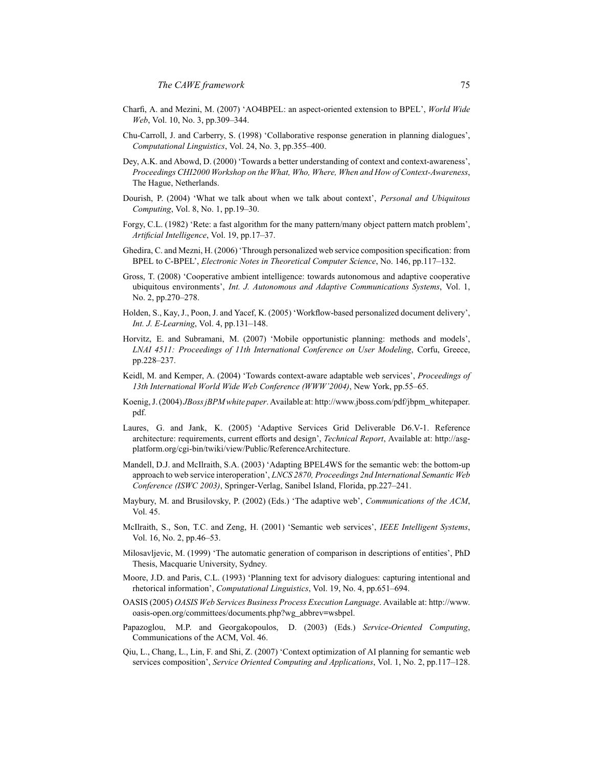Charfi, A. and Mezini, M. (2007) 'AO4BPEL: an aspect-oriented extension to BPEL', *World Wide Web*, Vol. 10, No. 3, pp.309–344.

Chu-Carroll, J. and Carberry, S. (1998) 'Collaborative response generation in planning dialogues', *Computational Linguistics*, Vol. 24, No. 3, pp.355–400.

Dey, A.K. and Abowd, D. (2000) 'Towards a better understanding of context and context-awareness', *Proceedings CHI2000 Workshop on the What, Who, Where, When and How of Context-Awareness*, The Hague, Netherlands.

Dourish, P. (2004) 'What we talk about when we talk about context', *Personal and Ubiquitous Computing*, Vol. 8, No. 1, pp.19–30.

Forgy, C.L. (1982) 'Rete: a fast algorithm for the many pattern/many object pattern match problem', *Artificial Intelligence*, Vol. 19, pp.17–37.

Ghedira, C. and Mezni, H. (2006) 'Through personalized web service composition specification: from BPEL to C-BPEL', *Electronic Notes in Theoretical Computer Science*, No. 146, pp.117–132.

Gross, T. (2008) 'Cooperative ambient intelligence: towards autonomous and adaptive cooperative ubiquitous environments', *Int. J. Autonomous and Adaptive Communications Systems*, Vol. 1, No. 2, pp.270–278.

Holden, S., Kay, J., Poon, J. and Yacef, K. (2005) 'Workflow-based personalized document delivery', *Int. J. E-Learning*, Vol. 4, pp.131–148.

Horvitz, E. and Subramani, M. (2007) 'Mobile opportunistic planning: methods and models', *LNAI 4511: Proceedings of 11th International Conference on User Modeling*, Corfu, Greece, pp.228–237.

Keidl, M. and Kemper, A. (2004) 'Towards context-aware adaptable web services', *Proceedings of 13th International World Wide Web Conference (WWW'2004)*, New York, pp.55–65.

Koenig, J. (2004) *JBoss jBPM white paper*. Available at: http://www.jboss.com/pdf/jbpm_whitepaper.pdf.

Laures, G. and Jank, K. (2005) 'Adaptive Services Grid Deliverable D6.V-1. Reference architecture: requirements, current efforts and design', *Technical Report*, Available at: http://asg-platform.org/cgi-bin/twiki/view/Public/ReferenceArchitecture.

Mandell, D.J. and McIlraith, S.A. (2003) 'Adapting BPEL4WS for the semantic web: the bottom-up approach to web service interoperation', *LNCS 2870, Proceedings 2nd International Semantic Web Conference (ISWC 2003)*, Springer-Verlag, Sanibel Island, Florida, pp.227–241.

Maybury, M. and Brusilovsky, P. (2002) (Eds.) 'The adaptive web', *Communications of the ACM*, Vol. 45.

McIlraith, S., Son, T.C. and Zeng, H. (2001) 'Semantic web services', *IEEE Intelligent Systems*, Vol. 16, No. 2, pp.46–53.

Milosavljevic, M. (1999) 'The automatic generation of comparison in descriptions of entities', PhD Thesis, Macquarie University, Sydney.

Moore, J.D. and Paris, C.L. (1993) 'Planning text for advisory dialogues: capturing intentional and rhetorical information', *Computational Linguistics*, Vol. 19, No. 4, pp.651–694.

OASIS (2005) *OASIS Web Services Business Process Execution Language*. Available at: http://www.oasis-open.org/committees/documents.php?wg_abbrev=wsbpel.

Papazoglou, M.P. and Georgakopoulos, D. (2003) (Eds.) *Service-Oriented Computing*, Communications of the ACM, Vol. 46.

Qiu, L., Chang, L., Lin, F. and Shi, Z. (2007) 'Context optimization of AI planning for semantic web services composition', *Service Oriented Computing and Applications*, Vol. 1, No. 2, pp.117–128.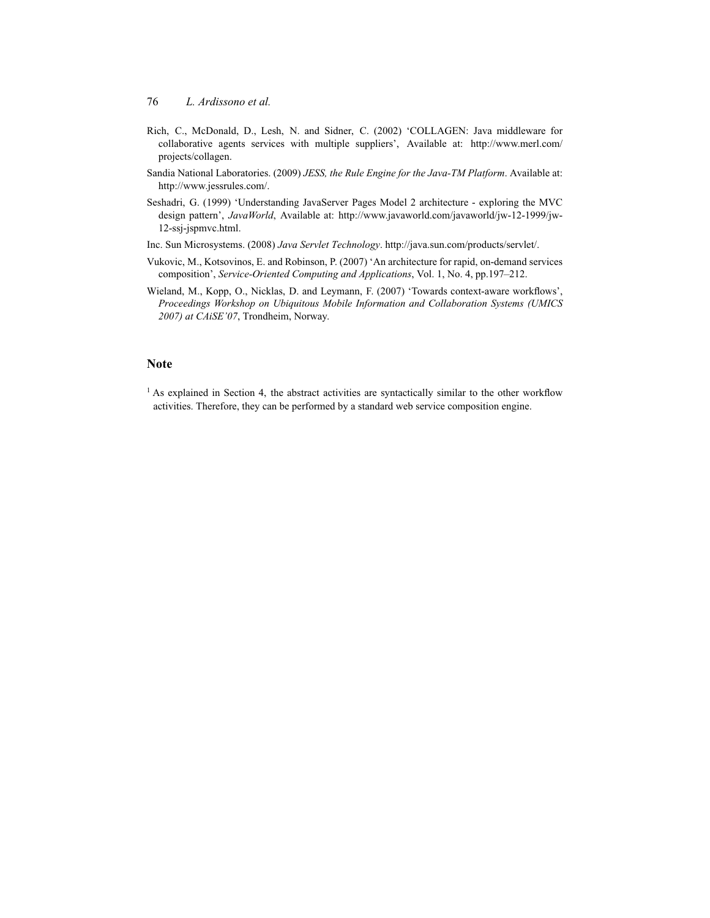Rich, C., McDonald, D., Lesh, N. and Sidner, C. (2002) 'COLLAGEN: Java middleware for collaborative agents services with multiple suppliers', Available at: http://www.merl.com/projects/collagen.

Sandia National Laboratories. (2009) *JESS, the Rule Engine for the Java-TM Platform*. Available at: http://www.jessrules.com/.

Seshadri, G. (1999) 'Understanding JavaServer Pages Model 2 architecture - exploring the MVC design pattern', *JavaWorld*, Available at: http://www.javaworld.com/javaworld/jw-12-1999/jw-12-ssj-jspmvc.html.

Inc. Sun Microsystems. (2008) *Java Servlet Technology*. http://java.sun.com/products/servlet/.

Vukovic, M., Kotsovinos, E. and Robinson, P. (2007) 'An architecture for rapid, on-demand services composition', *Service-Oriented Computing and Applications*, Vol. 1, No. 4, pp.197–212.

Wieland, M., Kopp, O., Nicklas, D. and Leymann, F. (2007) 'Towards context-aware workflows', *Proceedings Workshop on Ubiquitous Mobile Information and Collaboration Systems (UMICS 2007) at CAiSE'07*, Trondheim, Norway.

## Note

[1] As explained in Section 4, the abstract activities are syntactically similar to the other workflow activities. Therefore, they can be performed by a standard web service composition engine.